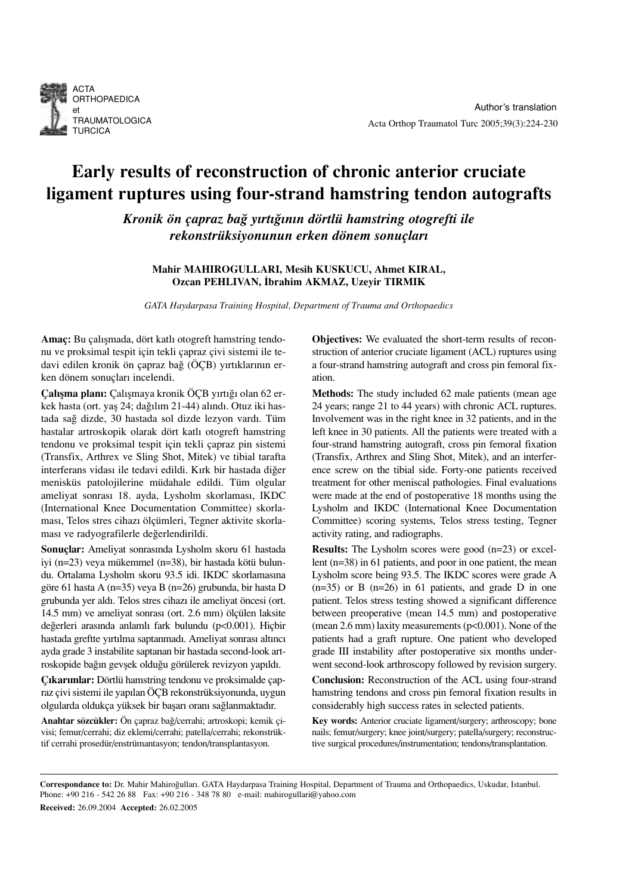Author's translation

# Early results of reconstruction of chronic anterior cruciate ligament ruptures using four-strand hamstring tendon autografts

## *Kronik ön çapraz bağ yırtığının dörtlü hamstring otogrefti ile rekonstrüksiyonunun erken dönem sonuçları*

**Mahir MAHIROGULLARI, Mesih KUSKUCU, Ahmet KIRAL, Ozcan PEHLIVAN, İbrahim AKMAZ, Uzeyir TIRMIK**

*GATA Haydarpasa Training Hospital, Department of Trauma and Orthopaedics*

**Amaç:** Bu çalışmada, dört katlı otogreft hamstring tendonu ve proksimal tespit için tekli çapraz çivi sistemi ile tedavi edilen kronik ön çapraz bağ (ÖÇB) yırtıklarının erken dönem sonuçları incelendi.

**Çalışma planı:** Çalışmaya kronik ÖÇB yırtığı olan 62 erkek hasta (ort. yaş 24; dağılım 21-44) alındı. Otuz iki hastada sağ dizde, 30 hastada sol dizde lezyon vardı. Tüm hastalar artroskopik olarak dört katlı otogreft hamstring tendonu ve proksimal tespit için tekli çapraz pin sistemi (Transfix, Arthrex ve Sling Shot, Mitek) ve tibial tarafta interferans vidası ile tedavi edildi. Kırk bir hastada diğer menisküs patolojilerine müdahale edildi. Tüm olgular ameliyat sonrası 18. ayda, Lysholm skorlaması, IKDC (International Knee Documentation Committee) skorlaması, Telos stres cihazı ölçümleri, Tegner aktivite skorlaması ve radyografilerle değerlendirildi.

**Sonuçlar:** Ameliyat sonrasında Lysholm skoru 61 hastada iyi (n=23) veya mükemmel (n=38), bir hastada kötü bulundu. Ortalama Lysholm skoru 93.5 idi. IKDC skorlamasına göre 61 hasta A (n=35) veya B (n=26) grubunda, bir hasta D grubunda yer aldı. Telos stres cihazı ile ameliyat öncesi (ort. 14.5 mm) ve ameliyat sonrası (ort. 2.6 mm) ölçülen laksite değerleri arasında anlamlı fark bulundu (p<0.001). Hiçbir hastada greftte yırtılma saptanmadı. Ameliyat sonrası altıncı ayda grade 3 instabilite saptanan bir hastada second-look artroskopide bağın gevşek olduğu görülerek revizyon yapıldı.

**Çıkarımlar:** Dörtlü hamstring tendonu ve proksimalde çapraz çivi sistemi ile yapılan ÖÇB rekonstrüksiyonunda, uygun olgularda oldukça yüksek bir başarı oranı sağlanmaktadır.

**Anahtar sözcükler:** Ön çapraz bağ/cerrahi; artroskopi; kemik çivisi; femur/cerrahi; diz eklemi/cerrahi; patella/cerrahi; rekonstrüktif cerrahi prosedür/enstrümantasyon; tendon/transplantasyon.

**Objectives:** We evaluated the short-term results of reconstruction of anterior cruciate ligament (ACL) ruptures using a four-strand hamstring autograft and cross pin femoral fixation.

**Methods:** The study included 62 male patients (mean age 24 years; range 21 to 44 years) with chronic ACL ruptures. Involvement was in the right knee in 32 patients, and in the left knee in 30 patients. All the patients were treated with a four-strand hamstring autograft, cross pin femoral fixation (Transfix, Arthrex and Sling Shot, Mitek), and an interference screw on the tibial side. Forty-one patients received treatment for other meniscal pathologies. Final evaluations were made at the end of postoperative 18 months using the Lysholm and IKDC (International Knee Documentation Committee) scoring systems, Telos stress testing, Tegner activity rating, and radiographs.

**Results:** The Lysholm scores were good (n=23) or excellent (n=38) in 61 patients, and poor in one patient, the mean Lysholm score being 93.5. The IKDC scores were grade A (n=35) or B (n=26) in 61 patients, and grade D in one patient. Telos stress testing showed a significant difference between preoperative (mean 14.5 mm) and postoperative (mean 2.6 mm) laxity measurements (p<0.001). None of the patients had a graft rupture. One patient who developed grade III instability after postoperative six months underwent second-look arthroscopy followed by revision surgery.

**Conclusion:** Reconstruction of the ACL using four-strand hamstring tendons and cross pin femoral fixation results in considerably high success rates in selected patients.

**Key words:** Anterior cruciate ligament/surgery; arthroscopy; bone nails; femur/surgery; knee joint/surgery; patella/surgery; reconstructive surgical procedures/instrumentation; tendons/transplantation.

---

**Correspondance to:** Dr. Mahir Mahiroğulları. GATA Haydarpasa Training Hospital, Department of Trauma and Orthopaedics, Uskudar, Istanbul. Phone: +90 216 - 542 26 88 Fax: +90 216 - 348 78 80 e-mail: mahirogullari@yahoo.com

**Received:** 26.09.2004 **Accepted:** 26.02.2005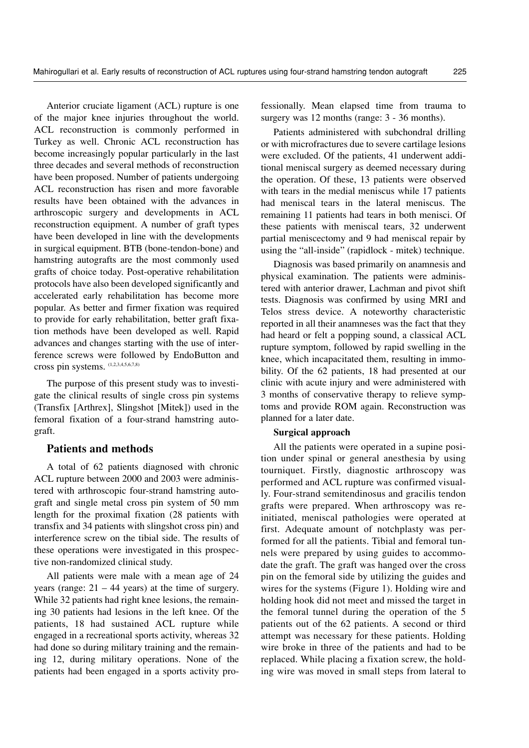Anterior cruciate ligament (ACL) rupture is one of the major knee injuries throughout the world. ACL reconstruction is commonly performed in Turkey as well. Chronic ACL reconstruction has become increasingly popular particularly in the last three decades and several methods of reconstruction have been proposed. Number of patients undergoing ACL reconstruction has risen and more favorable results have been obtained with the advances in arthroscopic surgery and developments in ACL reconstruction equipment. A number of graft types have been developed in line with the developments in surgical equipment. BTB (bone-tendon-bone) and hamstring autografts are the most commonly used grafts of choice today. Post-operative rehabilitation protocols have also been developed significantly and accelerated early rehabilitation has become more popular. As better and firmer fixation was required to provide for early rehabilitation, better graft fixation methods have been developed as well. Rapid advances and changes starting with the use of interference screws were followed by EndoButton and cross pin systems. [1,2,3,4,5,6,7,8]

The purpose of this present study was to investigate the clinical results of single cross pin systems (Transfix [Arthrex], Slingshot [Mitek]) used in the femoral fixation of a four-strand hamstring autograft.

## Patients and methods

A total of 62 patients diagnosed with chronic ACL rupture between 2000 and 2003 were administered with arthroscopic four-strand hamstring autograft and single metal cross pin system of 50 mm length for the proximal fixation (28 patients with transfix and 34 patients with slingshot cross pin) and interference screw on the tibial side. The results of these operations were investigated in this prospective non-randomized clinical study.

All patients were male with a mean age of 24 years (range: 21 – 44 years) at the time of surgery. While 32 patients had right knee lesions, the remaining 30 patients had lesions in the left knee. Of the patients, 18 had sustained ACL rupture while engaged in a recreational sports activity, whereas 32 had done so during military training and the remaining 12, during military operations. None of the patients had been engaged in a sports activity professionally. Mean elapsed time from trauma to surgery was 12 months (range: 3 - 36 months).

Patients administered with subchondral drilling or with microfractures due to severe cartilage lesions were excluded. Of the patients, 41 underwent additional meniscal surgery as deemed necessary during the operation. Of these, 13 patients were observed with tears in the medial meniscus while 17 patients had meniscal tears in the lateral meniscus. The remaining 11 patients had tears in both menisci. Of these patients with meniscal tears, 32 underwent partial meniscectomy and 9 had meniscal repair by using the "all-inside" (rapidlock - mitek) technique.

Diagnosis was based primarily on anamnesis and physical examination. The patients were administered with anterior drawer, Lachman and pivot shift tests. Diagnosis was confirmed by using MRI and Telos stress device. A noteworthy characteristic reported in all their anamneses was the fact that they had heard or felt a popping sound, a classical ACL rupture symptom, followed by rapid swelling in the knee, which incapacitated them, resulting in immobility. Of the 62 patients, 18 had presented at our clinic with acute injury and were administered with 3 months of conservative therapy to relieve symptoms and provide ROM again. Reconstruction was planned for a later date.

### Surgical approach

All the patients were operated in a supine position under spinal or general anesthesia by using tourniquet. Firstly, diagnostic arthroscopy was performed and ACL rupture was confirmed visually. Four-strand semitendinosus and gracilis tendon grafts were prepared. When arthroscopy was reinitiated, meniscal pathologies were operated at first. Adequate amount of notchplasty was performed for all the patients. Tibial and femoral tunnels were prepared by using guides to accommodate the graft. The graft was hanged over the cross pin on the femoral side by utilizing the guides and wires for the systems (Figure 1). Holding wire and holding hook did not meet and missed the target in the femoral tunnel during the operation of the 5 patients out of the 62 patients. A second or third attempt was necessary for these patients. Holding wire broke in three of the patients and had to be replaced. While placing a fixation screw, the holding wire was moved in small steps from lateral to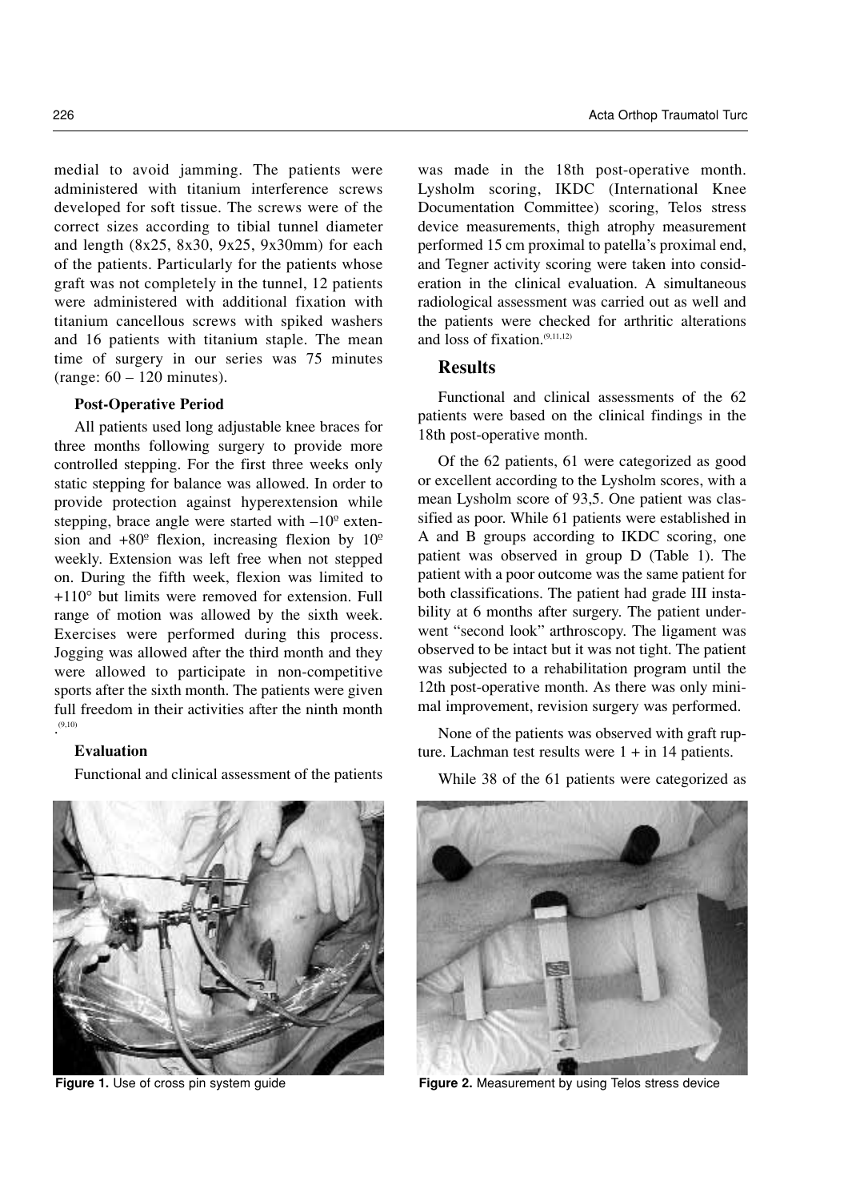medial to avoid jamming. The patients were administered with titanium interference screws developed for soft tissue. The screws were of the correct sizes according to tibial tunnel diameter and length (8x25, 8x30, 9x25, 9x30mm) for each of the patients. Particularly for the patients whose graft was not completely in the tunnel, 12 patients were administered with additional fixation with titanium cancellous screws with spiked washers and 16 patients with titanium staple. The mean time of surgery in our series was 75 minutes (range: 60 – 120 minutes).

### Post-Operative Period

All patients used long adjustable knee braces for three months following surgery to provide more controlled stepping. For the first three weeks only static stepping for balance was allowed. In order to provide protection against hyperextension while stepping, brace angle were started with –10º extension and +80º flexion, increasing flexion by 10º weekly. Extension was left free when not stepped on. During the fifth week, flexion was limited to +110° but limits were removed for extension. Full range of motion was allowed by the sixth week. Exercises were performed during this process. Jogging was allowed after the third month and they were allowed to participate in non-competitive sports after the sixth month. The patients were given full freedom in their activities after the ninth month.[9,10]

### Evaluation

Functional and clinical assessment of the patients was made in the 18th post-operative month. Lysholm scoring, IKDC (International Knee Documentation Committee) scoring, Telos stress device measurements, thigh atrophy measurement performed 15 cm proximal to patella's proximal end, and Tegner activity scoring were taken into consideration in the clinical evaluation. A simultaneous radiological assessment was carried out as well and the patients were checked for arthritic alterations and loss of fixation.[9,11,12]

Figure 1. Use of cross pin system guide

Figure 2. Measurement by using Telos stress device

## Results

Functional and clinical assessments of the 62 patients were based on the clinical findings in the 18th post-operative month.

Of the 62 patients, 61 were categorized as good or excellent according to the Lysholm scores, with a mean Lysholm score of 93,5. One patient was classified as poor. While 61 patients were established in A and B groups according to IKDC scoring, one patient was observed in group D (Table 1). The patient with a poor outcome was the same patient for both classifications. The patient had grade III instability at 6 months after surgery. The patient underwent "second look" arthroscopy. The ligament was observed to be intact but it was not tight. The patient was subjected to a rehabilitation program until the 12th post-operative month. As there was only minimal improvement, revision surgery was performed.

None of the patients was observed with graft rupture. Lachman test results were 1 + in 14 patients.

While 38 of the 61 patients were categorized as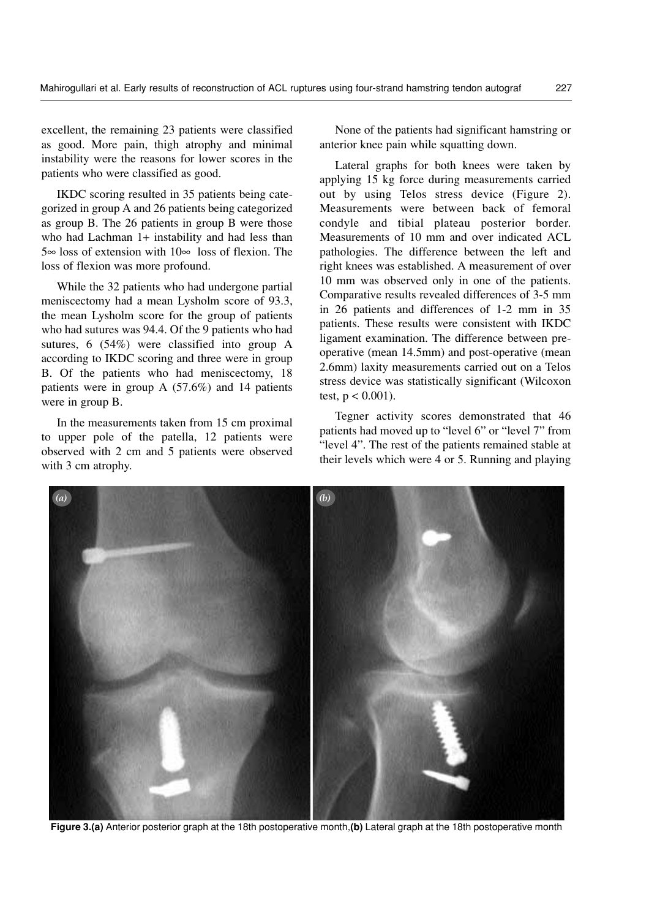excellent, the remaining 23 patients were classified as good. More pain, thigh atrophy and minimal instability were the reasons for lower scores in the patients who were classified as good.

IKDC scoring resulted in 35 patients being categorized in group A and 26 patients being categorized as group B. The 26 patients in group B were those who had Lachman 1+ instability and had less than 5∞ loss of extension with 10∞ loss of flexion. The loss of flexion was more profound.

While the 32 patients who had undergone partial meniscectomy had a mean Lysholm score of 93.3, the mean Lysholm score for the group of patients who had sutures was 94.4. Of the 9 patients who had sutures, 6 (54%) were classified into group A according to IKDC scoring and three were in group B. Of the patients who had meniscectomy, 18 patients were in group A (57.6%) and 14 patients were in group B.

In the measurements taken from 15 cm proximal to upper pole of the patella, 12 patients were observed with 2 cm and 5 patients were observed with 3 cm atrophy.

None of the patients had significant hamstring or anterior knee pain while squatting down.

Lateral graphs for both knees were taken by applying 15 kg force during measurements carried out by using Telos stress device (Figure 2). Measurements were between back of femoral condyle and tibial plateau posterior border. Measurements of 10 mm and over indicated ACL pathologies. The difference between the left and right knees was established. A measurement of over 10 mm was observed only in one of the patients. Comparative results revealed differences of 3-5 mm in 26 patients and differences of 1-2 mm in 35 patients. These results were consistent with IKDC ligament examination. The difference between preoperative (mean 14.5mm) and post-operative (mean 2.6mm) laxity measurements carried out on a Telos stress device was statistically significant (Wilcoxon test, $p < 0.001$).

Tegner activity scores demonstrated that 46 patients had moved up to "level 6" or "level 7" from "level 4". The rest of the patients remained stable at their levels which were 4 or 5. Running and playing

**Figure 3.(a)** Anterior posterior graph at the 18th postoperative month,**(b)** Lateral graph at the 18th postoperative month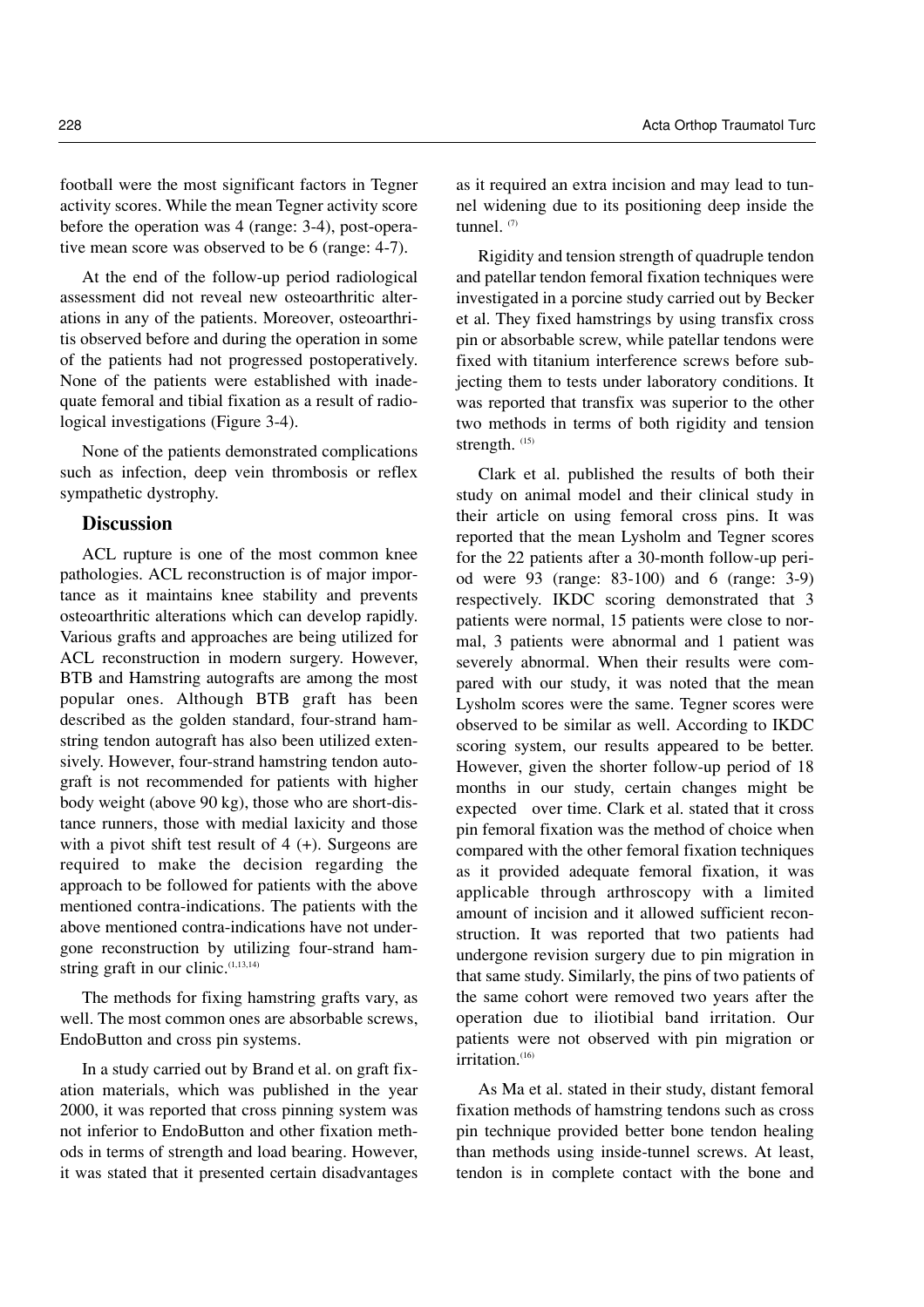football were the most significant factors in Tegner activity scores. While the mean Tegner activity score before the operation was 4 (range: 3-4), post-operative mean score was observed to be 6 (range: 4-7).

At the end of the follow-up period radiological assessment did not reveal new osteoarthritic alterations in any of the patients. Moreover, osteoarthritis observed before and during the operation in some of the patients had not progressed postoperatively. None of the patients were established with inadequate femoral and tibial fixation as a result of radiological investigations (Figure 3-4).

None of the patients demonstrated complications such as infection, deep vein thrombosis or reflex sympathetic dystrophy.

## Discussion

ACL rupture is one of the most common knee pathologies. ACL reconstruction is of major importance as it maintains knee stability and prevents osteoarthritic alterations which can develop rapidly. Various grafts and approaches are being utilized for ACL reconstruction in modern surgery. However, BTB and Hamstring autografts are among the most popular ones. Although BTB graft has been described as the golden standard, four-strand hamstring tendon autograft has also been utilized extensively. However, four-strand hamstring tendon autograft is not recommended for patients with higher body weight (above 90 kg), those who are short-distance runners, those with medial laxicity and those with a pivot shift test result of 4 (+). Surgeons are required to make the decision regarding the approach to be followed for patients with the above mentioned contra-indications. The patients with the above mentioned contra-indications have not undergone reconstruction by utilizing four-strand hamstring graft in our clinic.[1,13,14]

The methods for fixing hamstring grafts vary, as well. The most common ones are absorbable screws, EndoButton and cross pin systems.

In a study carried out by Brand et al. on graft fixation materials, which was published in the year 2000, it was reported that cross pinning system was not inferior to EndoButton and other fixation methods in terms of strength and load bearing. However, it was stated that it presented certain disadvantages as it required an extra incision and may lead to tunnel widening due to its positioning deep inside the tunnel.[7]

Rigidity and tension strength of quadruple tendon and patellar tendon femoral fixation techniques were investigated in a porcine study carried out by Becker et al. They fixed hamstrings by using transfix cross pin or absorbable screw, while patellar tendons were fixed with titanium interference screws before subjecting them to tests under laboratory conditions. It was reported that transfix was superior to the other two methods in terms of both rigidity and tension strength.[15]

Clark et al. published the results of both their study on animal model and their clinical study in their article on using femoral cross pins. It was reported that the mean Lysholm and Tegner scores for the 22 patients after a 30-month follow-up period were 93 (range: 83-100) and 6 (range: 3-9) respectively. IKDC scoring demonstrated that 3 patients were normal, 15 patients were close to normal, 3 patients were abnormal and 1 patient was severely abnormal. When their results were compared with our study, it was noted that the mean Lysholm scores were the same. Tegner scores were observed to be similar as well. According to IKDC scoring system, our results appeared to be better. However, given the shorter follow-up period of 18 months in our study, certain changes might be expected over time. Clark et al. stated that it cross pin femoral fixation was the method of choice when compared with the other femoral fixation techniques as it provided adequate femoral fixation, it was applicable through arthroscopy with a limited amount of incision and it allowed sufficient reconstruction. It was reported that two patients had undergone revision surgery due to pin migration in that same study. Similarly, the pins of two patients of the same cohort were removed two years after the operation due to iliotibial band irritation. Our patients were not observed with pin migration or irritation.[16]

As Ma et al. stated in their study, distant femoral fixation methods of hamstring tendons such as cross pin technique provided better bone tendon healing than methods using inside-tunnel screws. At least, tendon is in complete contact with the bone and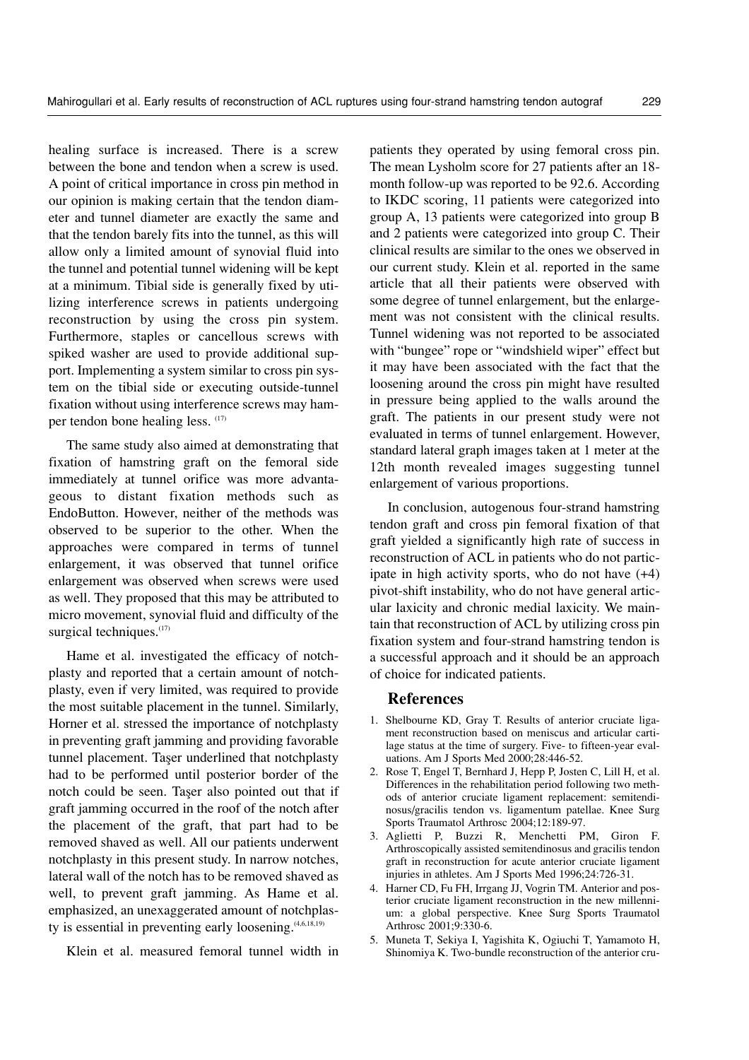healing surface is increased. There is a screw between the bone and tendon when a screw is used. A point of critical importance in cross pin method in our opinion is making certain that the tendon diameter and tunnel diameter are exactly the same and that the tendon barely fits into the tunnel, as this will allow only a limited amount of synovial fluid into the tunnel and potential tunnel widening will be kept at a minimum. Tibial side is generally fixed by utilizing interference screws in patients undergoing reconstruction by using the cross pin system. Furthermore, staples or cancellous screws with spiked washer are used to provide additional support. Implementing a system similar to cross pin system on the tibial side or executing outside-tunnel fixation without using interference screws may hamper tendon bone healing less. [17]

The same study also aimed at demonstrating that fixation of hamstring graft on the femoral side immediately at tunnel orifice was more advantageous to distant fixation methods such as EndoButton. However, neither of the methods was observed to be superior to the other. When the approaches were compared in terms of tunnel enlargement, it was observed that tunnel orifice enlargement was observed when screws were used as well. They proposed that this may be attributed to micro movement, synovial fluid and difficulty of the surgical techniques.[17]

Hame et al. investigated the efficacy of notchplasty and reported that a certain amount of notchplasty, even if very limited, was required to provide the most suitable placement in the tunnel. Similarly, Horner et al. stressed the importance of notchplasty in preventing graft jamming and providing favorable tunnel placement. Taşer underlined that notchplasty had to be performed until posterior border of the notch could be seen. Taşer also pointed out that if graft jamming occurred in the roof of the notch after the placement of the graft, that part had to be removed shaved as well. All our patients underwent notchplasty in this present study. In narrow notches, lateral wall of the notch has to be removed shaved as well, to prevent graft jamming. As Hame et al. emphasized, an unexaggerated amount of notchplasty is essential in preventing early loosening.[4,6,18,19]

Klein et al. measured femoral tunnel width in patients they operated by using femoral cross pin. The mean Lysholm score for 27 patients after an 18-month follow-up was reported to be 92.6. According to IKDC scoring, 11 patients were categorized into group A, 13 patients were categorized into group B and 2 patients were categorized into group C. Their clinical results are similar to the ones we observed in our current study. Klein et al. reported in the same article that all their patients were observed with some degree of tunnel enlargement, but the enlargement was not consistent with the clinical results. Tunnel widening was not reported to be associated with "bungee" rope or "windshield wiper" effect but it may have been associated with the fact that the loosening around the cross pin might have resulted in pressure being applied to the walls around the graft. The patients in our present study were not evaluated in terms of tunnel enlargement. However, standard lateral graph images taken at 1 meter at the 12th month revealed images suggesting tunnel enlargement of various proportions.

In conclusion, autogenous four-strand hamstring tendon graft and cross pin femoral fixation of that graft yielded a significantly high rate of success in reconstruction of ACL in patients who do not participate in high activity sports, who do not have (+4) pivot-shift instability, who do not have general articular laxicity and chronic medial laxicity. We maintain that reconstruction of ACL by utilizing cross pin fixation system and four-strand hamstring tendon is a successful approach and it should be an approach of choice for indicated patients.

## References

1. Shelbourne KD, Gray T. Results of anterior cruciate ligament reconstruction based on meniscus and articular cartilage status at the time of surgery. Five- to fifteen-year evaluations. Am J Sports Med 2000;28:446-52.
2. Rose T, Engel T, Bernhard J, Hepp P, Josten C, Lill H, et al. Differences in the rehabilitation period following two methods of anterior cruciate ligament replacement: semitendinosus/gracilis tendon vs. ligamentum patellae. Knee Surg Sports Traumatol Arthrosc 2004;12:189-97.
3. Aglietti P, Buzzi R, Menchetti PM, Giron F. Arthroscopically assisted semitendinosus and gracilis tendon graft in reconstruction for acute anterior cruciate ligament injuries in athletes. Am J Sports Med 1996;24:726-31.
4. Harner CD, Fu FH, Irrgang JJ, Vogrin TM. Anterior and posterior cruciate ligament reconstruction in the new millennium: a global perspective. Knee Surg Sports Traumatol Arthrosc 2001;9:330-6.
5. Muneta T, Sekiya I, Yagishita K, Ogiuchi T, Yamamoto H, Shinomiya K. Two-bundle reconstruction of the anterior cru-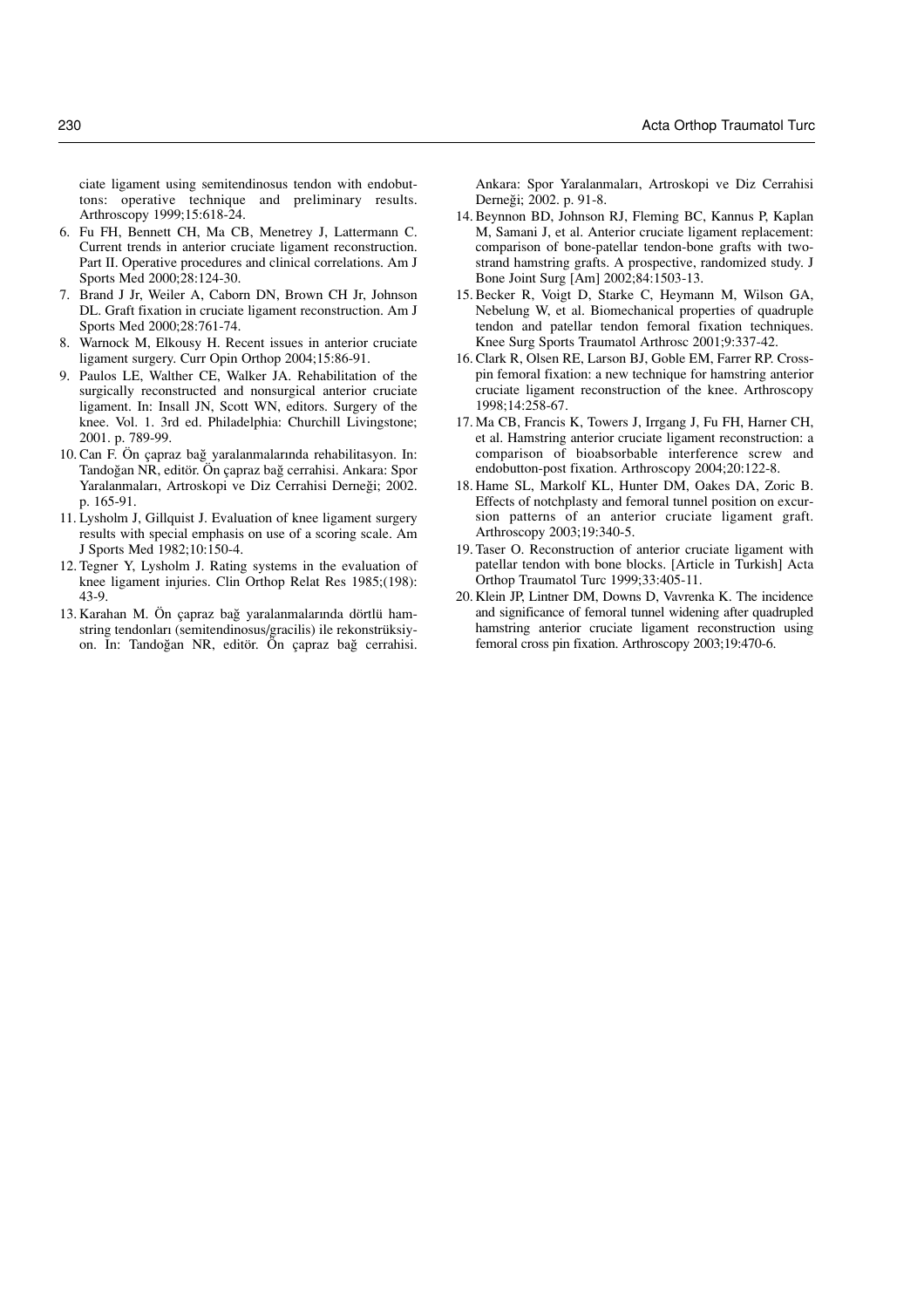ciate ligament using semitendinosus tendon with endobuttons: operative technique and preliminary results. Arthroscopy 1999;15:618-24.

6. Fu FH, Bennett CH, Ma CB, Menetrey J, Lattermann C. Current trends in anterior cruciate ligament reconstruction. Part II. Operative procedures and clinical correlations. Am J Sports Med 2000;28:124-30.
7. Brand J Jr, Weiler A, Caborn DN, Brown CH Jr, Johnson DL. Graft fixation in cruciate ligament reconstruction. Am J Sports Med 2000;28:761-74.
8. Warnock M, Elkousy H. Recent issues in anterior cruciate ligament surgery. Curr Opin Orthop 2004;15:86-91.
9. Paulos LE, Walther CE, Walker JA. Rehabilitation of the surgically reconstructed and nonsurgical anterior cruciate ligament. In: Insall JN, Scott WN, editors. Surgery of the knee. Vol. 1. 3rd ed. Philadelphia: Churchill Livingstone; 2001. p. 789-99.
10. Can F. Ön çapraz bağ yaralanmalarında rehabilitasyon. In: Tandoğan NR, editör. Ön çapraz bağ cerrahisi. Ankara: Spor Yaralanmaları, Artroskopi ve Diz Cerrahisi Derneği; 2002. p. 165-91.
11. Lysholm J, Gillquist J. Evaluation of knee ligament surgery results with special emphasis on use of a scoring scale. Am J Sports Med 1982;10:150-4.
12. Tegner Y, Lysholm J. Rating systems in the evaluation of knee ligament injuries. Clin Orthop Relat Res 1985;(198): 43-9.
13. Karahan M. Ön çapraz bağ yaralanmalarında dörtlü hamstring tendonları (semitendinosus/gracilis) ile rekonstrüksiyon. In: Tandoğan NR, editör. Ön çapraz bağ cerrahisi. Ankara: Spor Yaralanmaları, Artroskopi ve Diz Cerrahisi Derneği; 2002. p. 91-8.
14. Beynnon BD, Johnson RJ, Fleming BC, Kannus P, Kaplan M, Samani J, et al. Anterior cruciate ligament replacement: comparison of bone-patellar tendon-bone grafts with two-strand hamstring grafts. A prospective, randomized study. J Bone Joint Surg [Am] 2002;84:1503-13.
15. Becker R, Voigt D, Starke C, Heymann M, Wilson GA, Nebelung W, et al. Biomechanical properties of quadruple tendon and patellar tendon femoral fixation techniques. Knee Surg Sports Traumatol Arthrosc 2001;9:337-42.
16. Clark R, Olsen RE, Larson BJ, Goble EM, Farrer RP. Cross-pin femoral fixation: a new technique for hamstring anterior cruciate ligament reconstruction of the knee. Arthroscopy 1998;14:258-67.
17. Ma CB, Francis K, Towers J, Irrgang J, Fu FH, Harner CH, et al. Hamstring anterior cruciate ligament reconstruction: a comparison of bioabsorbable interference screw and endobutton-post fixation. Arthroscopy 2004;20:122-8.
18. Hame SL, Markolf KL, Hunter DM, Oakes DA, Zoric B. Effects of notchplasty and femoral tunnel position on excursion patterns of an anterior cruciate ligament graft. Arthroscopy 2003;19:340-5.
19. Taser O. Reconstruction of anterior cruciate ligament with patellar tendon with bone blocks. [Article in Turkish] Acta Orthop Traumatol Turc 1999;33:405-11.
20. Klein JP, Lintner DM, Downs D, Vavrenka K. The incidence and significance of femoral tunnel widening after quadrupled hamstring anterior cruciate ligament reconstruction using femoral cross pin fixation. Arthroscopy 2003;19:470-6.